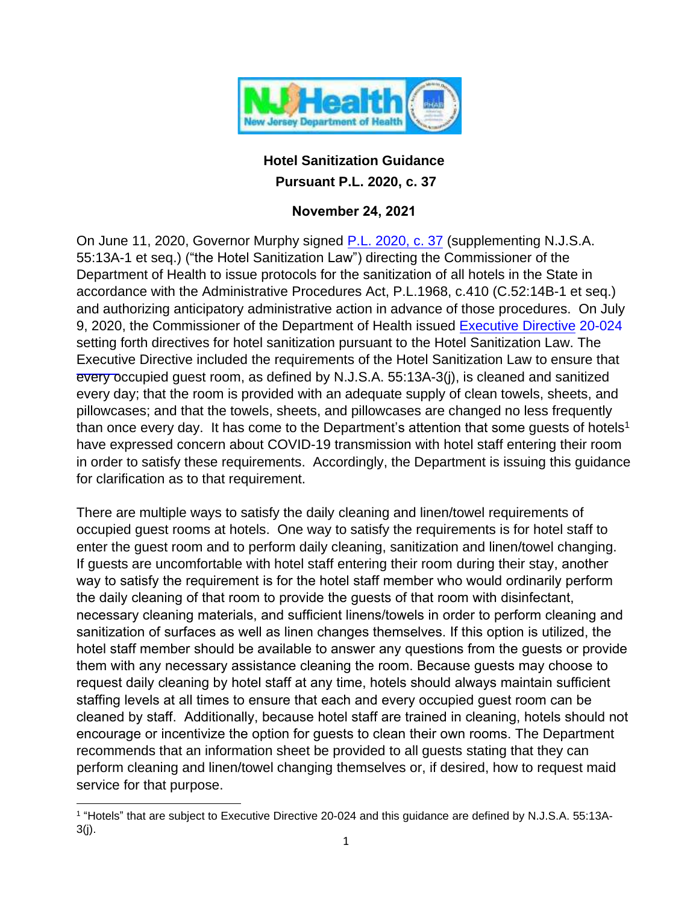# Hotel Sanitization Guidance
## Pursuant P.L. 2020, c. 37

**November 24, 2021**

On June 11, 2020, Governor Murphy signed P.L. 2020, c. 37 (supplementing N.J.S.A. 55:13A-1 et seq.) ("the Hotel Sanitization Law") directing the Commissioner of the Department of Health to issue protocols for the sanitization of all hotels in the State in accordance with the Administrative Procedures Act, P.L.1968, c.410 (C.52:14B-1 et seq.) and authorizing anticipatory administrative action in advance of those procedures. On July 9, 2020, the Commissioner of the Department of Health issued Executive Directive 20-024 setting forth directives for hotel sanitization pursuant to the Hotel Sanitization Law. The Executive Directive included the requirements of the Hotel Sanitization Law to ensure that every occupied guest room, as defined by N.J.S.A. 55:13A-3(j), is cleaned and sanitized every day; that the room is provided with an adequate supply of clean towels, sheets, and pillowcases; and that the towels, sheets, and pillowcases are changed no less frequently than once every day. It has come to the Department's attention that some guests of hotels[1] have expressed concern about COVID-19 transmission with hotel staff entering their room in order to satisfy these requirements. Accordingly, the Department is issuing this guidance for clarification as to that requirement.

There are multiple ways to satisfy the daily cleaning and linen/towel requirements of occupied guest rooms at hotels. One way to satisfy the requirements is for hotel staff to enter the guest room and to perform daily cleaning, sanitization and linen/towel changing. If guests are uncomfortable with hotel staff entering their room during their stay, another way to satisfy the requirement is for the hotel staff member who would ordinarily perform the daily cleaning of that room to provide the guests of that room with disinfectant, necessary cleaning materials, and sufficient linens/towels in order to perform cleaning and sanitization of surfaces as well as linen changes themselves. If this option is utilized, the hotel staff member should be available to answer any questions from the guests or provide them with any necessary assistance cleaning the room. Because guests may choose to request daily cleaning by hotel staff at any time, hotels should always maintain sufficient staffing levels at all times to ensure that each and every occupied guest room can be cleaned by staff. Additionally, because hotel staff are trained in cleaning, hotels should not encourage or incentivize the option for guests to clean their own rooms. The Department recommends that an information sheet be provided to all guests stating that they can perform cleaning and linen/towel changing themselves or, if desired, how to request maid service for that purpose.

---

[1] "Hotels" that are subject to Executive Directive 20-024 and this guidance are defined by N.J.S.A. 55:13A-3(j).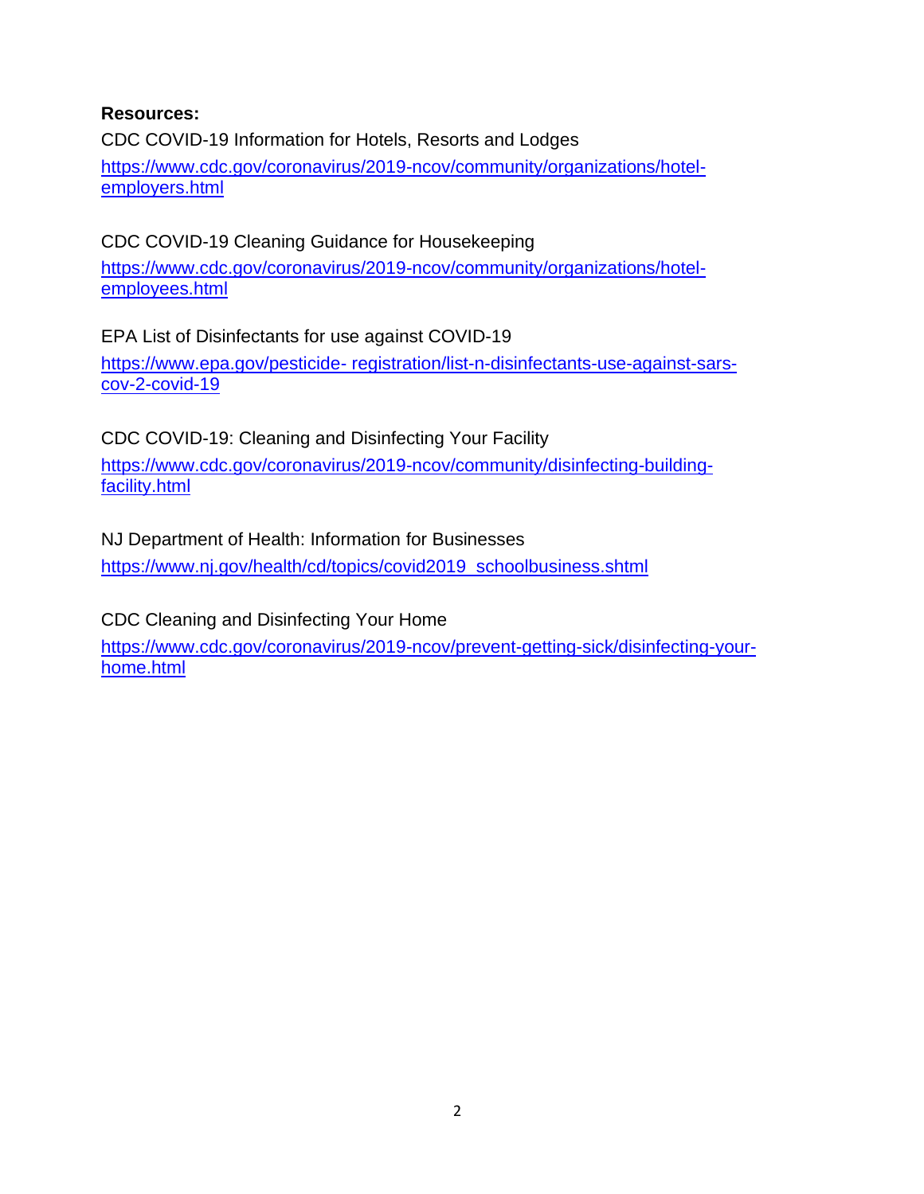**Resources:**

CDC COVID-19 Information for Hotels, Resorts and Lodges
https://www.cdc.gov/coronavirus/2019-ncov/community/organizations/hotel-employers.html

CDC COVID-19 Cleaning Guidance for Housekeeping
https://www.cdc.gov/coronavirus/2019-ncov/community/organizations/hotel-employees.html

EPA List of Disinfectants for use against COVID-19
https://www.epa.gov/pesticide- registration/list-n-disinfectants-use-against-sars-cov-2-covid-19

CDC COVID-19: Cleaning and Disinfecting Your Facility
https://www.cdc.gov/coronavirus/2019-ncov/community/disinfecting-building-facility.html

NJ Department of Health: Information for Businesses
https://www.nj.gov/health/cd/topics/covid2019_schoolbusiness.shtml

CDC Cleaning and Disinfecting Your Home
https://www.cdc.gov/coronavirus/2019-ncov/prevent-getting-sick/disinfecting-your-home.html